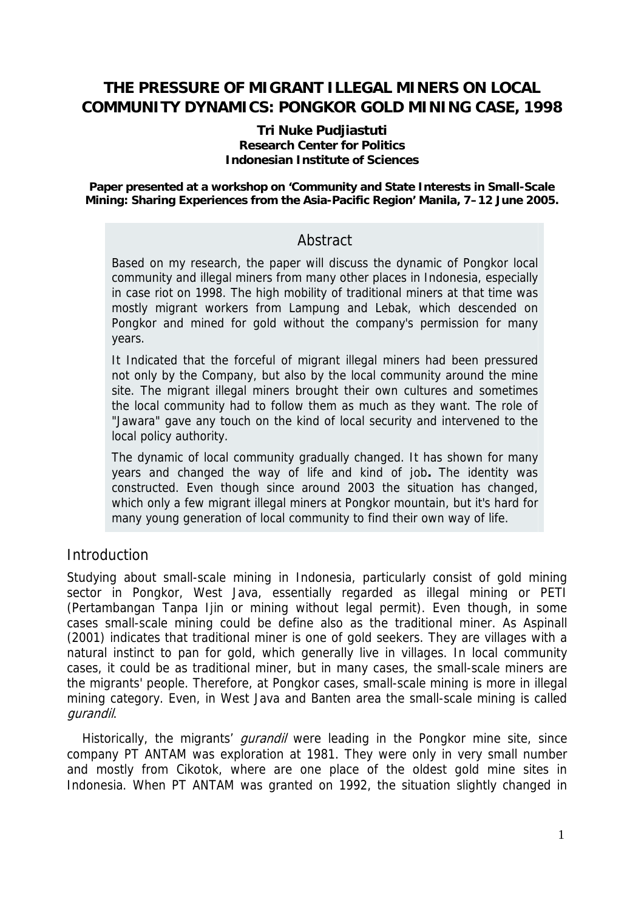# THE PRESSURE OF MIGRANT ILLEGAL MINERS ON LOCAL COMMUNITY DYNAMICS: PONGKOR GOLD MINING CASE, 1998

**Tri Nuke Pudjiastuti**
**Research Center for Politics**
**Indonesian Institute of Sciences**

**Paper presented at a workshop on 'Community and State Interests in Small-Scale Mining: Sharing Experiences from the Asia-Pacific Region' Manila, 7–12 June 2005.**

## Abstract

Based on my research, the paper will discuss the dynamic of Pongkor local community and illegal miners from many other places in Indonesia, especially in case riot on 1998. The high mobility of traditional miners at that time was mostly migrant workers from Lampung and Lebak, which descended on Pongkor and mined for gold without the company's permission for many years.

It Indicated that the forceful of migrant illegal miners had been pressured not only by the Company, but also by the local community around the mine site. The migrant illegal miners brought their own cultures and sometimes the local community had to follow them as much as they want. The role of "Jawara" gave any touch on the kind of local security and intervened to the local policy authority.

The dynamic of local community gradually changed. It has shown for many years and changed the way of life and kind of job**.** The identity was constructed. Even though since around 2003 the situation has changed, which only a few migrant illegal miners at Pongkor mountain, but it's hard for many young generation of local community to find their own way of life.

## Introduction

Studying about small-scale mining in Indonesia, particularly consist of gold mining sector in Pongkor, West Java, essentially regarded as illegal mining or PETI (Pertambangan Tanpa Ijin or mining without legal permit). Even though, in some cases small-scale mining could be define also as the traditional miner. As Aspinall (2001) indicates that traditional miner is one of gold seekers. They are villages with a natural instinct to pan for gold, which generally live in villages. In local community cases, it could be as traditional miner, but in many cases, the small-scale miners are the migrants' people. Therefore, at Pongkor cases, small-scale mining is more in illegal mining category. Even, in West Java and Banten area the small-scale mining is called *gurandil*.

Historically, the migrants' *gurandil* were leading in the Pongkor mine site, since company PT ANTAM was exploration at 1981. They were only in very small number and mostly from Cikotok, where are one place of the oldest gold mine sites in Indonesia. When PT ANTAM was granted on 1992, the situation slightly changed in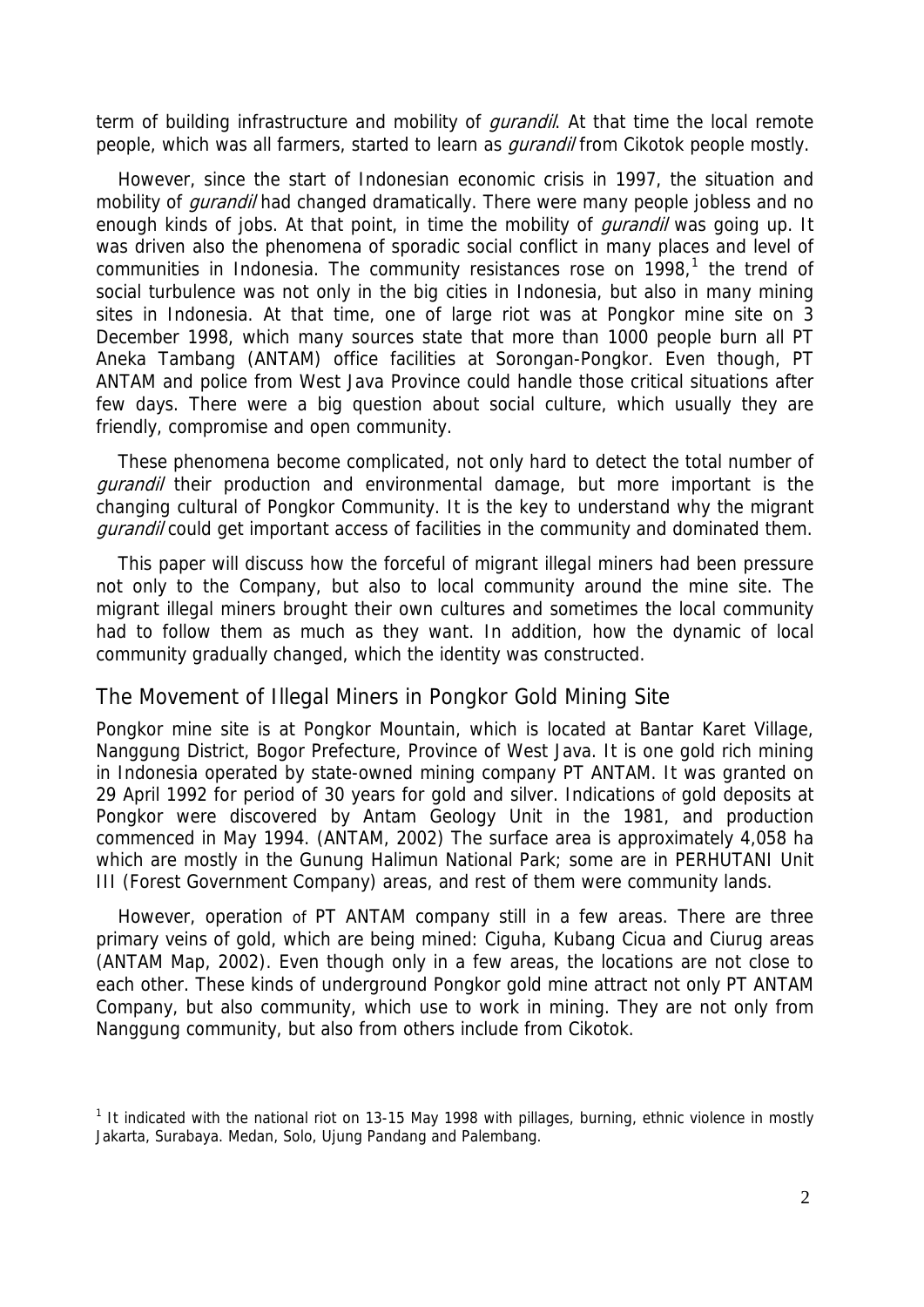term of building infrastructure and mobility of *gurandil*. At that time the local remote people, which was all farmers, started to learn as *gurandil* from Cikotok people mostly.

However, since the start of Indonesian economic crisis in 1997, the situation and mobility of *gurandil* had changed dramatically. There were many people jobless and no enough kinds of jobs. At that point, in time the mobility of *gurandil* was going up. It was driven also the phenomena of sporadic social conflict in many places and level of communities in Indonesia. The community resistances rose on 1998,[1] the trend of social turbulence was not only in the big cities in Indonesia, but also in many mining sites in Indonesia. At that time, one of large riot was at Pongkor mine site on 3 December 1998, which many sources state that more than 1000 people burn all PT Aneka Tambang (ANTAM) office facilities at Sorongan-Pongkor. Even though, PT ANTAM and police from West Java Province could handle those critical situations after few days. There were a big question about social culture, which usually they are friendly, compromise and open community.

These phenomena become complicated, not only hard to detect the total number of *gurandil* their production and environmental damage, but more important is the changing cultural of Pongkor Community. It is the key to understand why the migrant *gurandil* could get important access of facilities in the community and dominated them.

This paper will discuss how the forceful of migrant illegal miners had been pressure not only to the Company, but also to local community around the mine site. The migrant illegal miners brought their own cultures and sometimes the local community had to follow them as much as they want. In addition, how the dynamic of local community gradually changed, which the identity was constructed.

## The Movement of Illegal Miners in Pongkor Gold Mining Site

Pongkor mine site is at Pongkor Mountain, which is located at Bantar Karet Village, Nanggung District, Bogor Prefecture, Province of West Java. It is one gold rich mining in Indonesia operated by state-owned mining company PT ANTAM. It was granted on 29 April 1992 for period of 30 years for gold and silver. Indications of gold deposits at Pongkor were discovered by Antam Geology Unit in the 1981, and production commenced in May 1994. (ANTAM, 2002) The surface area is approximately 4,058 ha which are mostly in the Gunung Halimun National Park; some are in PERHUTANI Unit III (Forest Government Company) areas, and rest of them were community lands.

However, operation of PT ANTAM company still in a few areas. There are three primary veins of gold, which are being mined: Ciguha, Kubang Cicua and Ciurug areas (ANTAM Map, 2002). Even though only in a few areas, the locations are not close to each other. These kinds of underground Pongkor gold mine attract not only PT ANTAM Company, but also community, which use to work in mining. They are not only from Nanggung community, but also from others include from Cikotok.

[1] It indicated with the national riot on 13-15 May 1998 with pillages, burning, ethnic violence in mostly Jakarta, Surabaya. Medan, Solo, Ujung Pandang and Palembang.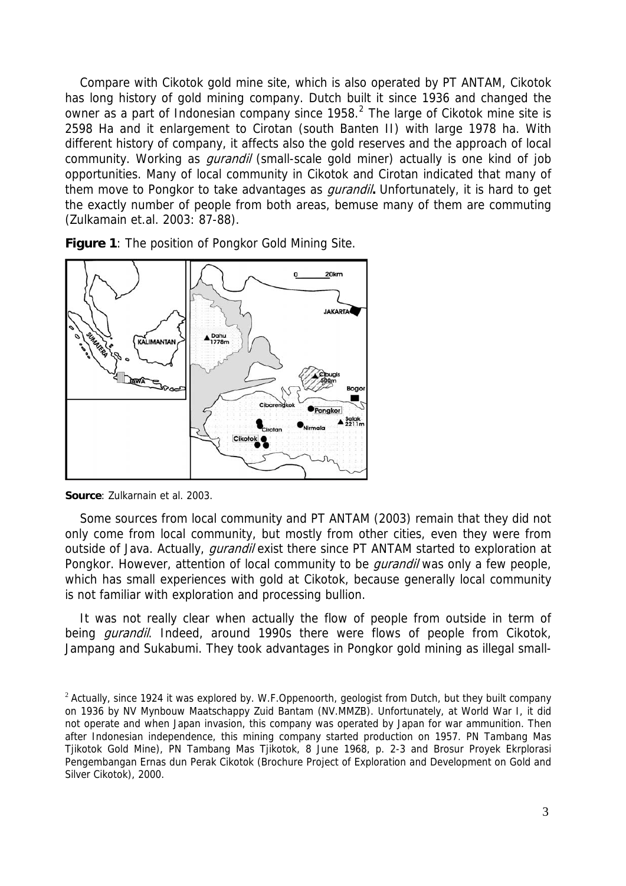Compare with Cikotok gold mine site, which is also operated by PT ANTAM, Cikotok has long history of gold mining company. Dutch built it since 1936 and changed the owner as a part of Indonesian company since 1958.[2] The large of Cikotok mine site is 2598 Ha and it enlargement to Cirotan (south Banten II) with large 1978 ha. With different history of company, it affects also the gold reserves and the approach of local community. Working as *gurandil* (small-scale gold miner) actually is one kind of job opportunities. Many of local community in Cikotok and Cirotan indicated that many of them move to Pongkor to take advantages as ***gurandil*.** Unfortunately, it is hard to get the exactly number of people from both areas, bemuse many of them are commuting (Zulkamain et.al. 2003: 87-88).

**Figure 1**: The position of Pongkor Gold Mining Site.

**Source**: Zulkarnain et al. 2003.

Some sources from local community and PT ANTAM (2003) remain that they did not only come from local community, but mostly from other cities, even they were from outside of Java. Actually, *gurandil* exist there since PT ANTAM started to exploration at Pongkor. However, attention of local community to be *gurandil* was only a few people, which has small experiences with gold at Cikotok, because generally local community is not familiar with exploration and processing bullion.

It was not really clear when actually the flow of people from outside in term of being *gurandil*. Indeed, around 1990s there were flows of people from Cikotok, Jampang and Sukabumi. They took advantages in Pongkor gold mining as illegal small-

[2] Actually, since 1924 it was explored by. W.F.Oppenoorth, geologist from Dutch, but they built company on 1936 by NV Mynbouw Maatschappy Zuid Bantam (NV.MMZB). Unfortunately, at World War I, it did not operate and when Japan invasion, this company was operated by Japan for war ammunition. Then after Indonesian independence, this mining company started production on 1957. PN Tambang Mas Tjikotok Gold Mine), PN Tambang Mas Tjikotok, 8 June 1968, p. 2-3 and Brosur Proyek Ekrplorasi Pengembangan Ernas dun Perak Cikotok (Brochure Project of Exploration and Development on Gold and Silver Cikotok), 2000.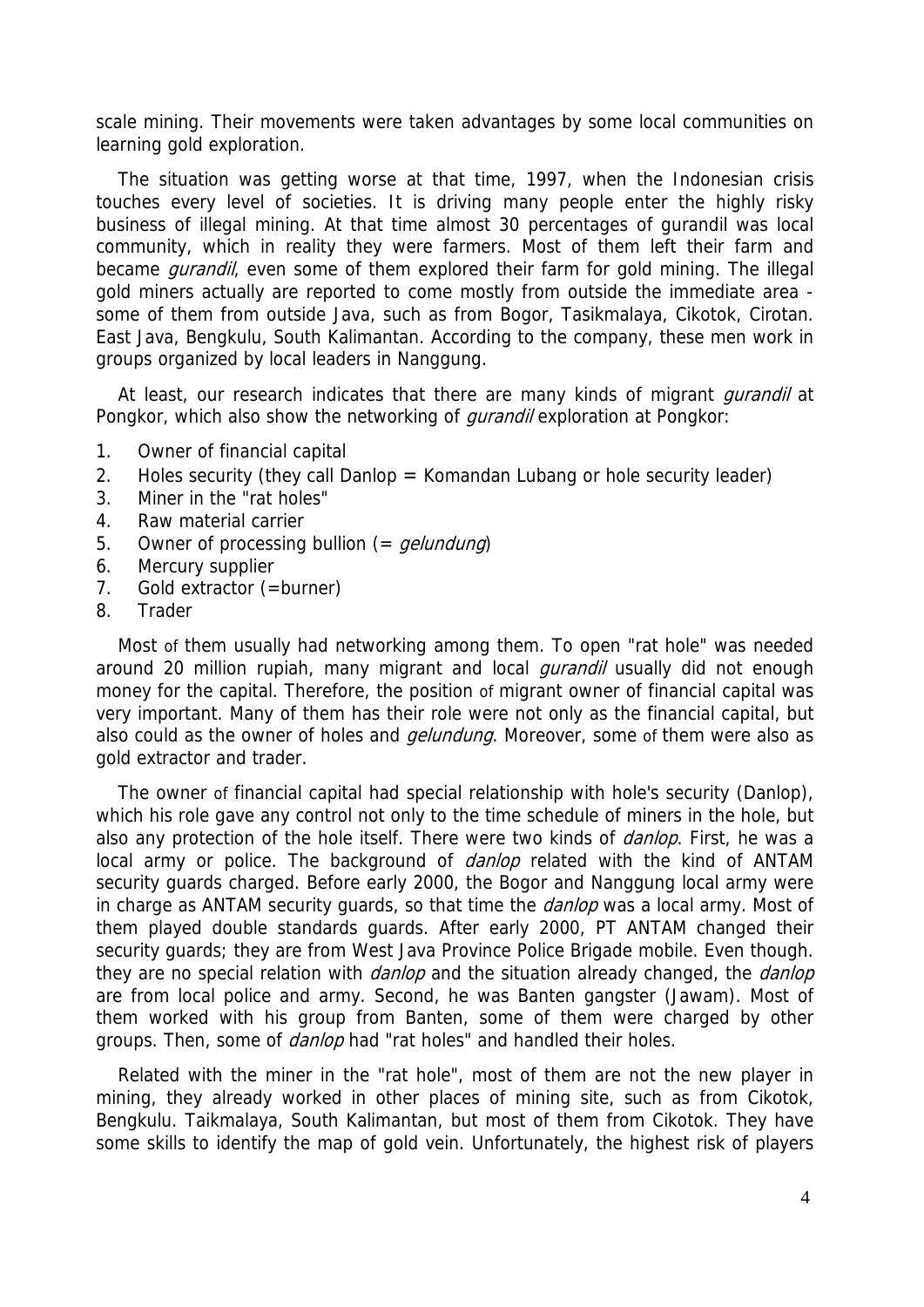scale mining. Their movements were taken advantages by some local communities on learning gold exploration.

The situation was getting worse at that time, 1997, when the Indonesian crisis touches every level of societies. It is driving many people enter the highly risky business of illegal mining. At that time almost 30 percentages of gurandil was local community, which in reality they were farmers. Most of them left their farm and became *gurandil*, even some of them explored their farm for gold mining. The illegal gold miners actually are reported to come mostly from outside the immediate area - some of them from outside Java, such as from Bogor, Tasikmalaya, Cikotok, Cirotan. East Java, Bengkulu, South Kalimantan. According to the company, these men work in groups organized by local leaders in Nanggung.

At least, our research indicates that there are many kinds of migrant *gurandil* at Pongkor, which also show the networking of *gurandil* exploration at Pongkor:

1. Owner of financial capital
2. Holes security (they call Danlop = Komandan Lubang or hole security leader)
3. Miner in the "rat holes"
4. Raw material carrier
5. Owner of processing bullion (= *gelundung*)
6. Mercury supplier
7. Gold extractor (=burner)
8. Trader

Most of them usually had networking among them. To open "rat hole" was needed around 20 million rupiah, many migrant and local *gurandil* usually did not enough money for the capital. Therefore, the position of migrant owner of financial capital was very important. Many of them has their role were not only as the financial capital, but also could as the owner of holes and *gelundung*. Moreover, some of them were also as gold extractor and trader.

The owner of financial capital had special relationship with hole's security (Danlop), which his role gave any control not only to the time schedule of miners in the hole, but also any protection of the hole itself. There were two kinds of *danlop*. First, he was a local army or police. The background of *danlop* related with the kind of ANTAM security guards charged. Before early 2000, the Bogor and Nanggung local army were in charge as ANTAM security guards, so that time the *danlop* was a local army. Most of them played double standards guards. After early 2000, PT ANTAM changed their security guards; they are from West Java Province Police Brigade mobile. Even though. they are no special relation with *danlop* and the situation already changed, the *danlop* are from local police and army. Second, he was Banten gangster (Jawam). Most of them worked with his group from Banten, some of them were charged by other groups. Then, some of *danlop* had "rat holes" and handled their holes.

Related with the miner in the "rat hole", most of them are not the new player in mining, they already worked in other places of mining site, such as from Cikotok, Bengkulu. Taikmalaya, South Kalimantan, but most of them from Cikotok. They have some skills to identify the map of gold vein. Unfortunately, the highest risk of players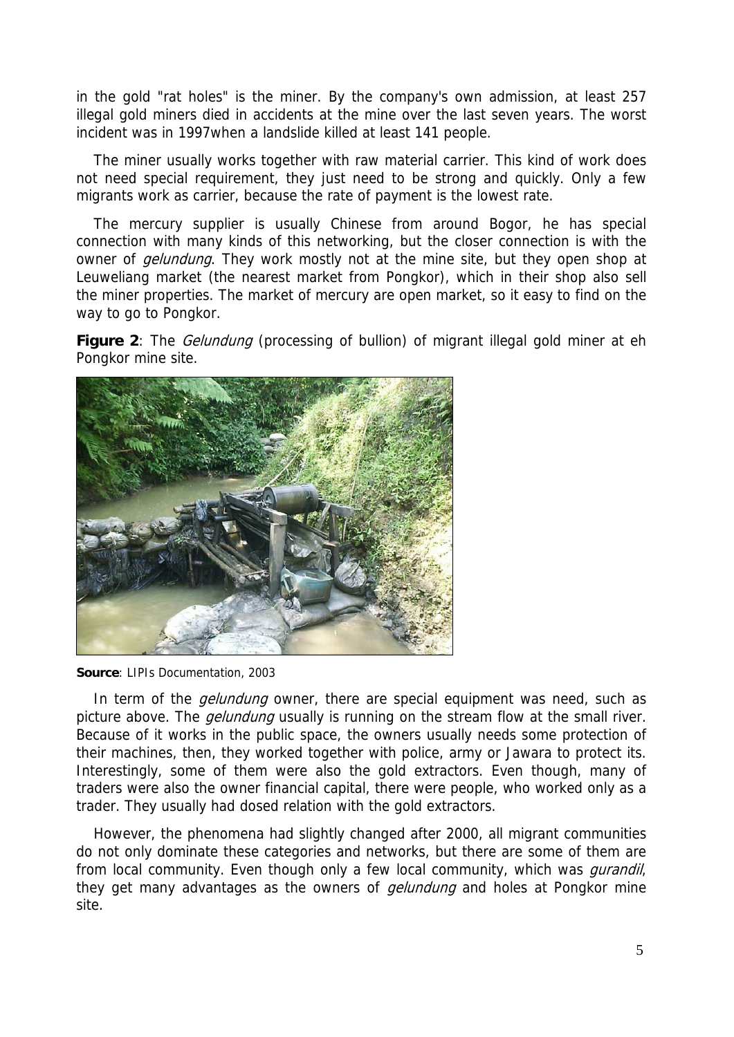in the gold "rat holes" is the miner. By the company's own admission, at least 257 illegal gold miners died in accidents at the mine over the last seven years. The worst incident was in 1997when a landslide killed at least 141 people.

The miner usually works together with raw material carrier. This kind of work does not need special requirement, they just need to be strong and quickly. Only a few migrants work as carrier, because the rate of payment is the lowest rate.

The mercury supplier is usually Chinese from around Bogor, he has special connection with many kinds of this networking, but the closer connection is with the owner of *gelundung*. They work mostly not at the mine site, but they open shop at Leuweliang market (the nearest market from Pongkor), which in their shop also sell the miner properties. The market of mercury are open market, so it easy to find on the way to go to Pongkor.

**Figure 2**: The *Gelundung* (processing of bullion) of migrant illegal gold miner at eh Pongkor mine site.

**Source**: LIPIs Documentation, 2003

In term of the *gelundung* owner, there are special equipment was need, such as picture above. The *gelundung* usually is running on the stream flow at the small river. Because of it works in the public space, the owners usually needs some protection of their machines, then, they worked together with police, army or Jawara to protect its. Interestingly, some of them were also the gold extractors. Even though, many of traders were also the owner financial capital, there were people, who worked only as a trader. They usually had dosed relation with the gold extractors.

However, the phenomena had slightly changed after 2000, all migrant communities do not only dominate these categories and networks, but there are some of them are from local community. Even though only a few local community, which was *gurandil*, they get many advantages as the owners of *gelundung* and holes at Pongkor mine site.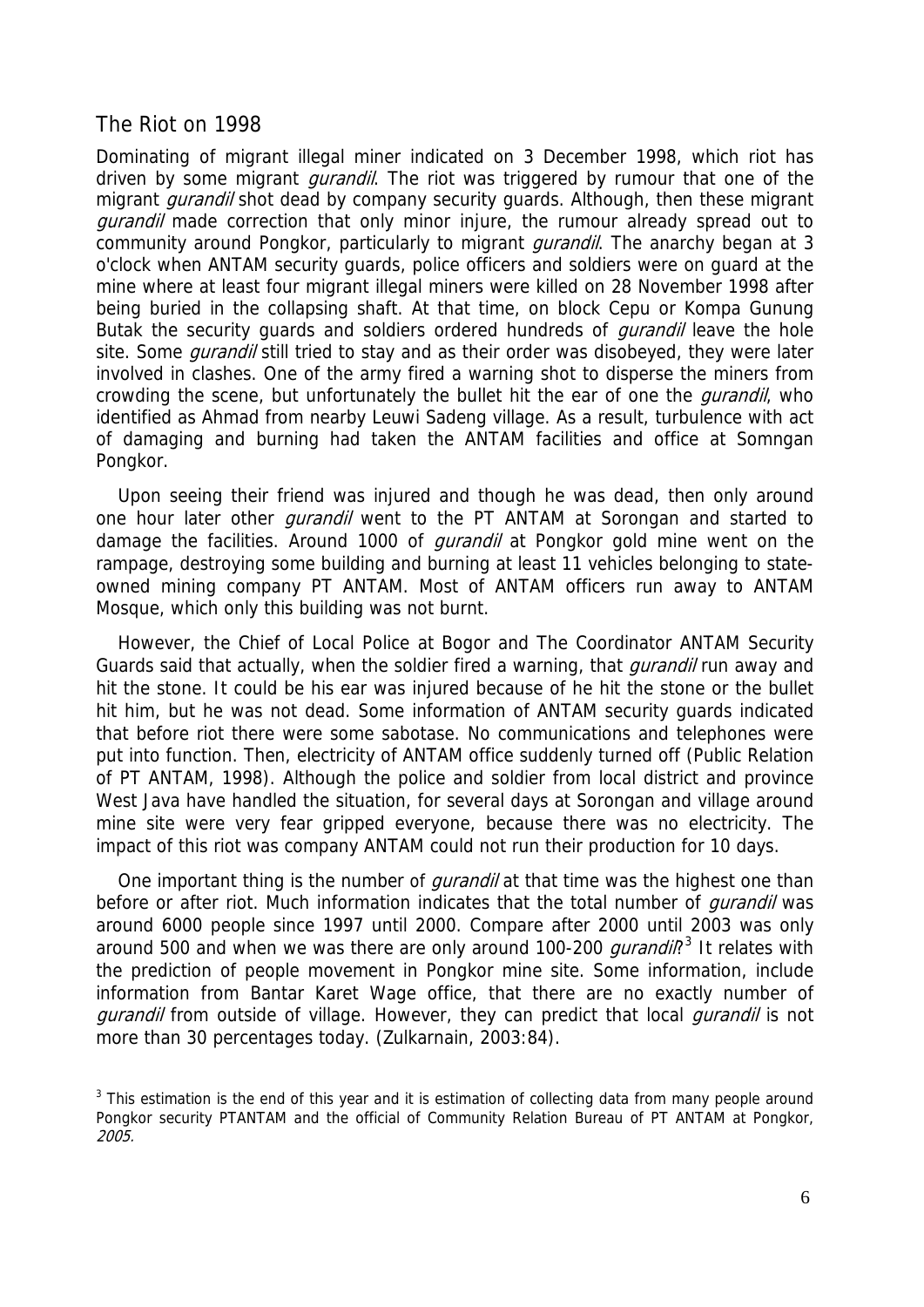## The Riot on 1998

Dominating of migrant illegal miner indicated on 3 December 1998, which riot has driven by some migrant *gurandil*. The riot was triggered by rumour that one of the migrant *gurandil* shot dead by company security guards. Although, then these migrant *gurandil* made correction that only minor injure, the rumour already spread out to community around Pongkor, particularly to migrant *gurandil*. The anarchy began at 3 o'clock when ANTAM security guards, police officers and soldiers were on guard at the mine where at least four migrant illegal miners were killed on 28 November 1998 after being buried in the collapsing shaft. At that time, on block Cepu or Kompa Gunung Butak the security guards and soldiers ordered hundreds of *gurandil* leave the hole site. Some *gurandil* still tried to stay and as their order was disobeyed, they were later involved in clashes. One of the army fired a warning shot to disperse the miners from crowding the scene, but unfortunately the bullet hit the ear of one the *gurandil*, who identified as Ahmad from nearby Leuwi Sadeng village. As a result, turbulence with act of damaging and burning had taken the ANTAM facilities and office at Somngan Pongkor.

Upon seeing their friend was injured and though he was dead, then only around one hour later other *gurandil* went to the PT ANTAM at Sorongan and started to damage the facilities. Around 1000 of *gurandil* at Pongkor gold mine went on the rampage, destroying some building and burning at least 11 vehicles belonging to state-owned mining company PT ANTAM. Most of ANTAM officers run away to ANTAM Mosque, which only this building was not burnt.

However, the Chief of Local Police at Bogor and The Coordinator ANTAM Security Guards said that actually, when the soldier fired a warning, that *gurandil* run away and hit the stone. It could be his ear was injured because of he hit the stone or the bullet hit him, but he was not dead. Some information of ANTAM security guards indicated that before riot there were some sabotase. No communications and telephones were put into function. Then, electricity of ANTAM office suddenly turned off (Public Relation of PT ANTAM, 1998). Although the police and soldier from local district and province West Java have handled the situation, for several days at Sorongan and village around mine site were very fear gripped everyone, because there was no electricity. The impact of this riot was company ANTAM could not run their production for 10 days.

One important thing is the number of *gurandil* at that time was the highest one than before or after riot. Much information indicates that the total number of *gurandil* was around 6000 people since 1997 until 2000. Compare after 2000 until 2003 was only around 500 and when we was there are only around 100-200 *gurandil*?[3] It relates with the prediction of people movement in Pongkor mine site. Some information, include information from Bantar Karet Wage office, that there are no exactly number of *gurandil* from outside of village. However, they can predict that local *gurandil* is not more than 30 percentages today. (Zulkarnain, 2003:84).

[3] This estimation is the end of this year and it is estimation of collecting data from many people around Pongkor security PTANTAM and the official of Community Relation Bureau of PT ANTAM at Pongkor, *2005*.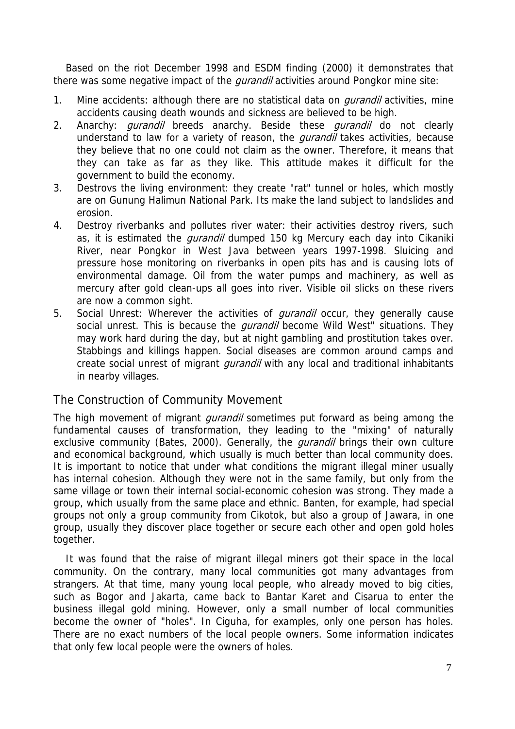Based on the riot December 1998 and ESDM finding (2000) it demonstrates that there was some negative impact of the *gurandil* activities around Pongkor mine site:

1. Mine accidents: although there are no statistical data on *gurandil* activities, mine accidents causing death wounds and sickness are believed to be high.
2. Anarchy: *gurandil* breeds anarchy. Beside these *gurandil* do not clearly understand to law for a variety of reason, the *gurandil* takes activities, because they believe that no one could not claim as the owner. Therefore, it means that they can take as far as they like. This attitude makes it difficult for the government to build the economy.
3. Destrovs the living environment: they create "rat" tunnel or holes, which mostly are on Gunung Halimun National Park. Its make the land subject to landslides and erosion.
4. Destroy riverbanks and pollutes river water: their activities destroy rivers, such as, it is estimated the *gurandil* dumped 150 kg Mercury each day into Cikaniki River, near Pongkor in West Java between years 1997-1998. Sluicing and pressure hose monitoring on riverbanks in open pits has and is causing lots of environmental damage. Oil from the water pumps and machinery, as well as mercury after gold clean-ups all goes into river. Visible oil slicks on these rivers are now a common sight.
5. Social Unrest: Wherever the activities of *gurandil* occur, they generally cause social unrest. This is because the *gurandil* become Wild West" situations. They may work hard during the day, but at night gambling and prostitution takes over. Stabbings and killings happen. Social diseases are common around camps and create social unrest of migrant *gurandil* with any local and traditional inhabitants in nearby villages.

## The Construction of Community Movement

The high movement of migrant *gurandil* sometimes put forward as being among the fundamental causes of transformation, they leading to the "mixing" of naturally exclusive community (Bates, 2000). Generally, the *gurandil* brings their own culture and economical background, which usually is much better than local community does. It is important to notice that under what conditions the migrant illegal miner usually has internal cohesion. Although they were not in the same family, but only from the same village or town their internal social-economic cohesion was strong. They made a group, which usually from the same place and ethnic. Banten, for example, had special groups not only a group community from Cikotok, but also a group of Jawara, in one group, usually they discover place together or secure each other and open gold holes together.

It was found that the raise of migrant illegal miners got their space in the local community. On the contrary, many local communities got many advantages from strangers. At that time, many young local people, who already moved to big cities, such as Bogor and Jakarta, came back to Bantar Karet and Cisarua to enter the business illegal gold mining. However, only a small number of local communities become the owner of "holes". In Ciguha, for examples, only one person has holes. There are no exact numbers of the local people owners. Some information indicates that only few local people were the owners of holes.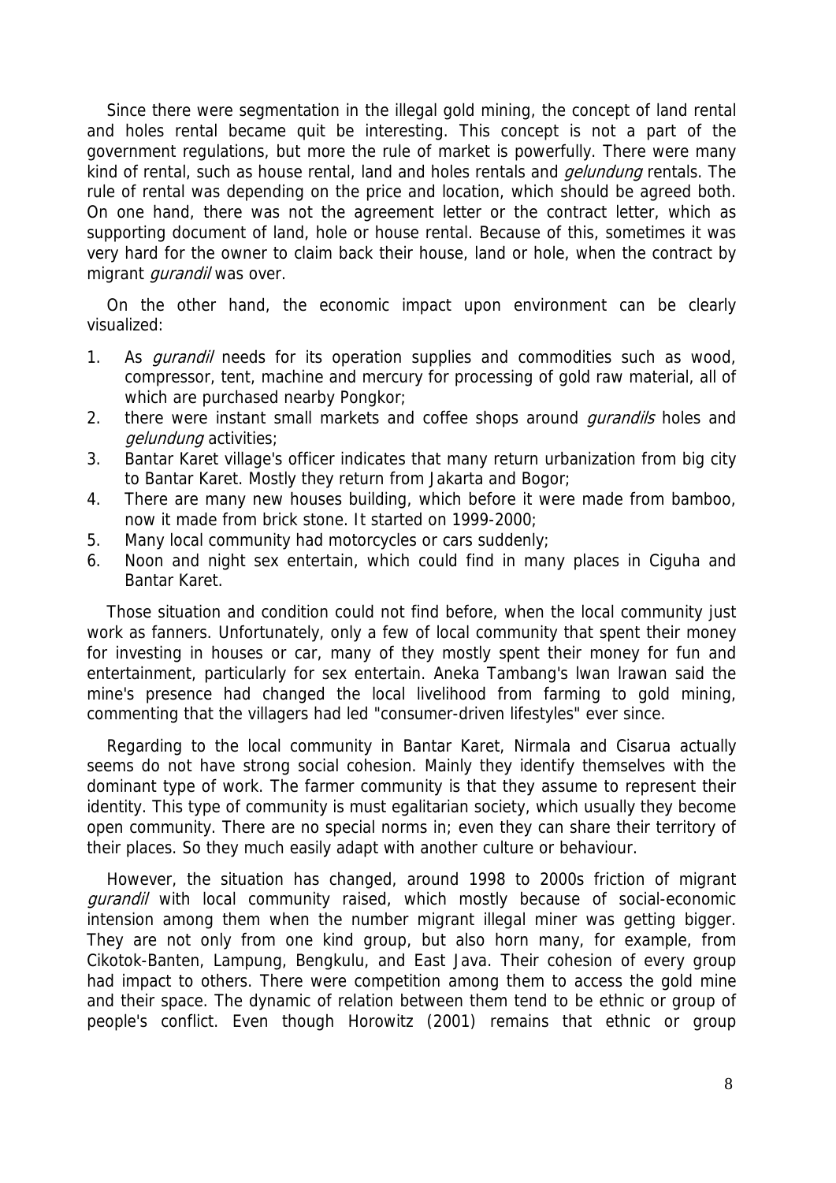Since there were segmentation in the illegal gold mining, the concept of land rental and holes rental became quit be interesting. This concept is not a part of the government regulations, but more the rule of market is powerfully. There were many kind of rental, such as house rental, land and holes rentals and *gelundung* rentals. The rule of rental was depending on the price and location, which should be agreed both. On one hand, there was not the agreement letter or the contract letter, which as supporting document of land, hole or house rental. Because of this, sometimes it was very hard for the owner to claim back their house, land or hole, when the contract by migrant *gurandil* was over.

On the other hand, the economic impact upon environment can be clearly visualized:

1. As *gurandil* needs for its operation supplies and commodities such as wood, compressor, tent, machine and mercury for processing of gold raw material, all of which are purchased nearby Pongkor;
2. there were instant small markets and coffee shops around *gurandils* holes and *gelundung* activities;
3. Bantar Karet village's officer indicates that many return urbanization from big city to Bantar Karet. Mostly they return from Jakarta and Bogor;
4. There are many new houses building, which before it were made from bamboo, now it made from brick stone. It started on 1999-2000;
5. Many local community had motorcycles or cars suddenly;
6. Noon and night sex entertain, which could find in many places in Ciguha and Bantar Karet.

Those situation and condition could not find before, when the local community just work as fanners. Unfortunately, only a few of local community that spent their money for investing in houses or car, many of they mostly spent their money for fun and entertainment, particularly for sex entertain. Aneka Tambang's lwan lrawan said the mine's presence had changed the local livelihood from farming to gold mining, commenting that the villagers had led "consumer-driven lifestyles" ever since.

Regarding to the local community in Bantar Karet, Nirmala and Cisarua actually seems do not have strong social cohesion. Mainly they identify themselves with the dominant type of work. The farmer community is that they assume to represent their identity. This type of community is must egalitarian society, which usually they become open community. There are no special norms in; even they can share their territory of their places. So they much easily adapt with another culture or behaviour.

However, the situation has changed, around 1998 to 2000s friction of migrant *gurandil* with local community raised, which mostly because of social-economic intension among them when the number migrant illegal miner was getting bigger. They are not only from one kind group, but also horn many, for example, from Cikotok-Banten, Lampung, Bengkulu, and East Java. Their cohesion of every group had impact to others. There were competition among them to access the gold mine and their space. The dynamic of relation between them tend to be ethnic or group of people's conflict. Even though Horowitz (2001) remains that ethnic or group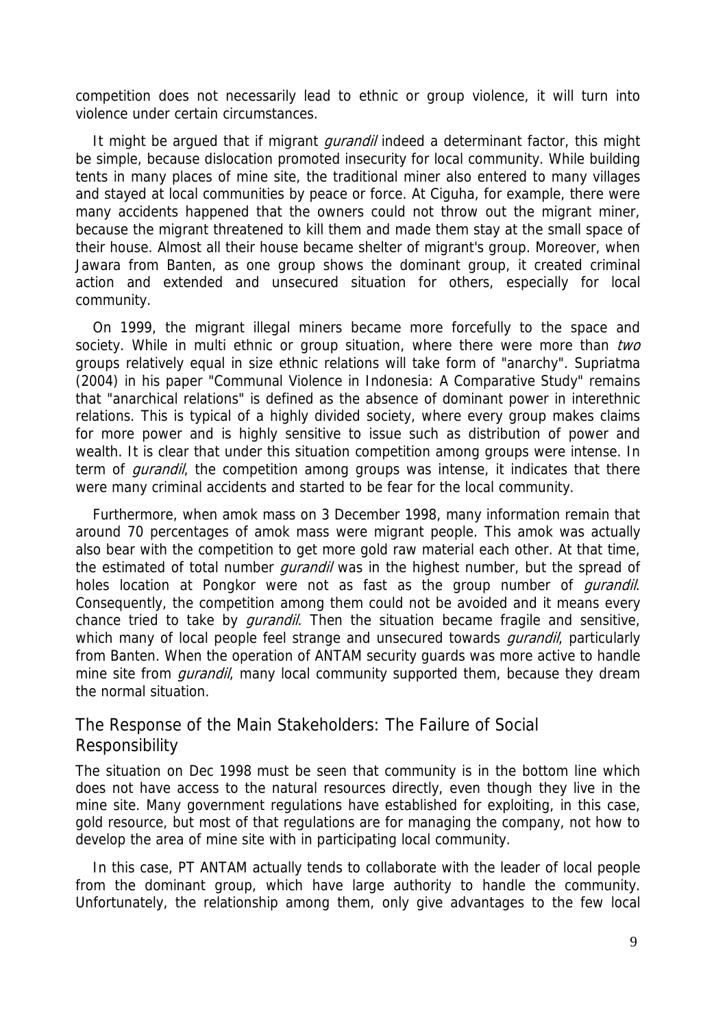competition does not necessarily lead to ethnic or group violence, it will turn into violence under certain circumstances.

It might be argued that if migrant *gurandil* indeed a determinant factor, this might be simple, because dislocation promoted insecurity for local community. While building tents in many places of mine site, the traditional miner also entered to many villages and stayed at local communities by peace or force. At Ciguha, for example, there were many accidents happened that the owners could not throw out the migrant miner, because the migrant threatened to kill them and made them stay at the small space of their house. Almost all their house became shelter of migrant's group. Moreover, when Jawara from Banten, as one group shows the dominant group, it created criminal action and extended and unsecured situation for others, especially for local community.

On 1999, the migrant illegal miners became more forcefully to the space and society. While in multi ethnic or group situation, where there were more than *two* groups relatively equal in size ethnic relations will take form of "anarchy". Supriatma (2004) in his paper "Communal Violence in Indonesia: A Comparative Study" remains that "anarchical relations" is defined as the absence of dominant power in interethnic relations. This is typical of a highly divided society, where every group makes claims for more power and is highly sensitive to issue such as distribution of power and wealth. It is clear that under this situation competition among groups were intense. In term of *gurandil*, the competition among groups was intense, it indicates that there were many criminal accidents and started to be fear for the local community.

Furthermore, when amok mass on 3 December 1998, many information remain that around 70 percentages of amok mass were migrant people. This amok was actually also bear with the competition to get more gold raw material each other. At that time, the estimated of total number *gurandil* was in the highest number, but the spread of holes location at Pongkor were not as fast as the group number of *gurandil*. Consequently, the competition among them could not be avoided and it means every chance tried to take by *gurandil*. Then the situation became fragile and sensitive, which many of local people feel strange and unsecured towards *gurandil*, particularly from Banten. When the operation of ANTAM security guards was more active to handle mine site from *gurandil*, many local community supported them, because they dream the normal situation.

## The Response of the Main Stakeholders: The Failure of Social Responsibility

The situation on Dec 1998 must be seen that community is in the bottom line which does not have access to the natural resources directly, even though they live in the mine site. Many government regulations have established for exploiting, in this case, gold resource, but most of that regulations are for managing the company, not how to develop the area of mine site with in participating local community.

In this case, PT ANTAM actually tends to collaborate with the leader of local people from the dominant group, which have large authority to handle the community. Unfortunately, the relationship among them, only give advantages to the few local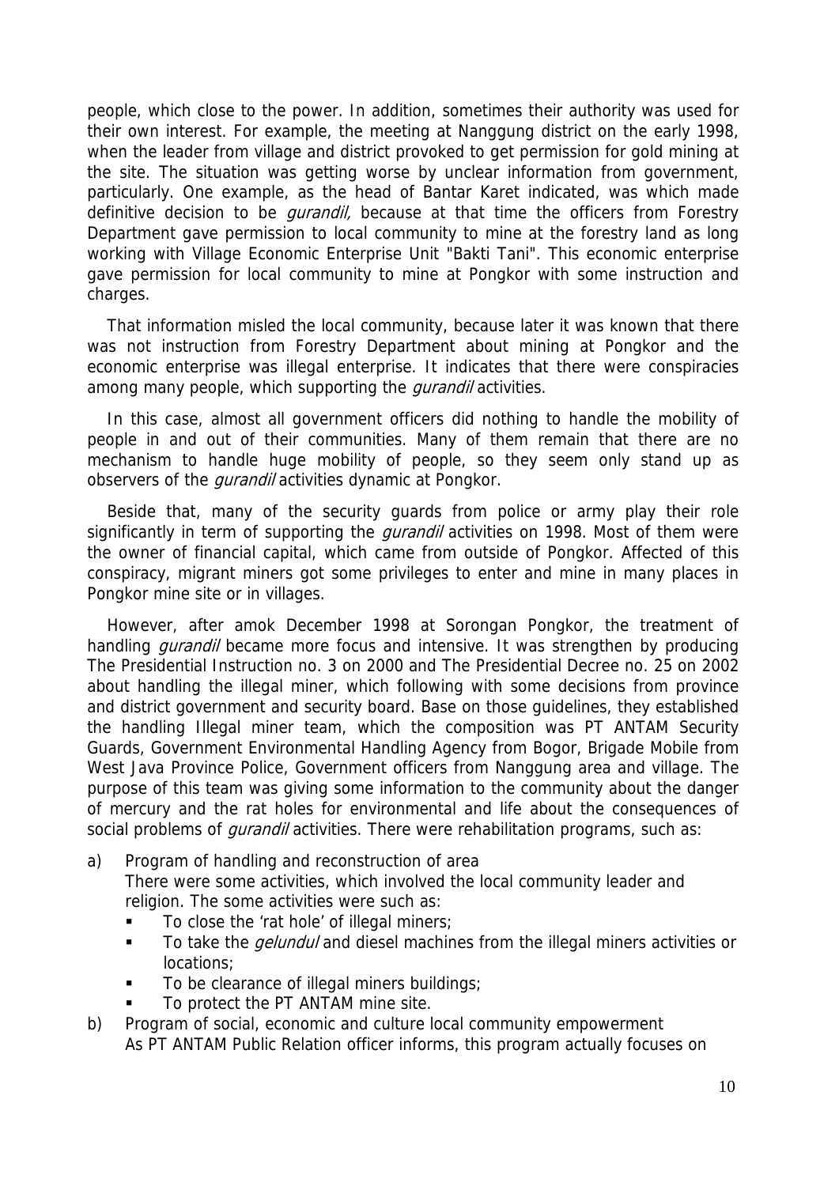people, which close to the power. In addition, sometimes their authority was used for their own interest. For example, the meeting at Nanggung district on the early 1998, when the leader from village and district provoked to get permission for gold mining at the site. The situation was getting worse by unclear information from government, particularly. One example, as the head of Bantar Karet indicated, was which made definitive decision to be *gurandil,* because at that time the officers from Forestry Department gave permission to local community to mine at the forestry land as long working with Village Economic Enterprise Unit "Bakti Tani". This economic enterprise gave permission for local community to mine at Pongkor with some instruction and charges.

That information misled the local community, because later it was known that there was not instruction from Forestry Department about mining at Pongkor and the economic enterprise was illegal enterprise. It indicates that there were conspiracies among many people, which supporting the *gurandil* activities.

In this case, almost all government officers did nothing to handle the mobility of people in and out of their communities. Many of them remain that there are no mechanism to handle huge mobility of people, so they seem only stand up as observers of the *gurandil* activities dynamic at Pongkor.

Beside that, many of the security guards from police or army play their role significantly in term of supporting the *gurandil* activities on 1998. Most of them were the owner of financial capital, which came from outside of Pongkor. Affected of this conspiracy, migrant miners got some privileges to enter and mine in many places in Pongkor mine site or in villages.

However, after amok December 1998 at Sorongan Pongkor, the treatment of handling *gurandil* became more focus and intensive. It was strengthen by producing The Presidential Instruction no. 3 on 2000 and The Presidential Decree no. 25 on 2002 about handling the illegal miner, which following with some decisions from province and district government and security board. Base on those guidelines, they established the handling Illegal miner team, which the composition was PT ANTAM Security Guards, Government Environmental Handling Agency from Bogor, Brigade Mobile from West Java Province Police, Government officers from Nanggung area and village. The purpose of this team was giving some information to the community about the danger of mercury and the rat holes for environmental and life about the consequences of social problems of *gurandil* activities. There were rehabilitation programs, such as:

a) Program of handling and reconstruction of area
   There were some activities, which involved the local community leader and religion. The some activities were such as:
   - To close the 'rat hole' of illegal miners;
   - To take the *gelundul* and diesel machines from the illegal miners activities or locations;
   - To be clearance of illegal miners buildings;
   - To protect the PT ANTAM mine site.
b) Program of social, economic and culture local community empowerment
   As PT ANTAM Public Relation officer informs, this program actually focuses on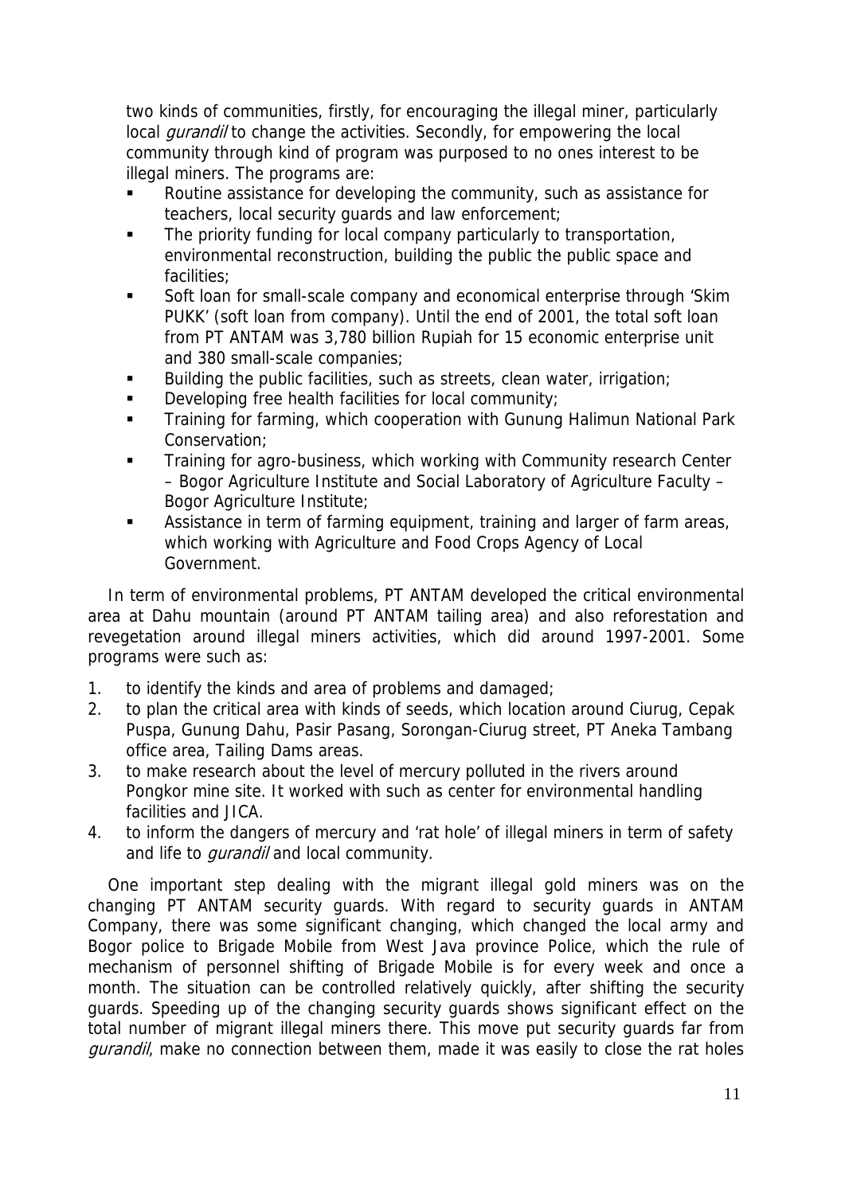two kinds of communities, firstly, for encouraging the illegal miner, particularly local *gurandil* to change the activities. Secondly, for empowering the local community through kind of program was purposed to no ones interest to be illegal miners. The programs are:

- Routine assistance for developing the community, such as assistance for teachers, local security guards and law enforcement;
- The priority funding for local company particularly to transportation, environmental reconstruction, building the public the public space and facilities;
- Soft loan for small-scale company and economical enterprise through 'Skim PUKK' (soft loan from company). Until the end of 2001, the total soft loan from PT ANTAM was 3,780 billion Rupiah for 15 economic enterprise unit and 380 small-scale companies;
- Building the public facilities, such as streets, clean water, irrigation;
- Developing free health facilities for local community;
- Training for farming, which cooperation with Gunung Halimun National Park Conservation;
- Training for agro-business, which working with Community research Center – Bogor Agriculture Institute and Social Laboratory of Agriculture Faculty – Bogor Agriculture Institute;
- Assistance in term of farming equipment, training and larger of farm areas, which working with Agriculture and Food Crops Agency of Local Government.

In term of environmental problems, PT ANTAM developed the critical environmental area at Dahu mountain (around PT ANTAM tailing area) and also reforestation and revegetation around illegal miners activities, which did around 1997-2001. Some programs were such as:

1. to identify the kinds and area of problems and damaged;
2. to plan the critical area with kinds of seeds, which location around Ciurug, Cepak Puspa, Gunung Dahu, Pasir Pasang, Sorongan-Ciurug street, PT Aneka Tambang office area, Tailing Dams areas.
3. to make research about the level of mercury polluted in the rivers around Pongkor mine site. It worked with such as center for environmental handling facilities and JICA.
4. to inform the dangers of mercury and 'rat hole' of illegal miners in term of safety and life to *gurandil* and local community.

One important step dealing with the migrant illegal gold miners was on the changing PT ANTAM security guards. With regard to security guards in ANTAM Company, there was some significant changing, which changed the local army and Bogor police to Brigade Mobile from West Java province Police, which the rule of mechanism of personnel shifting of Brigade Mobile is for every week and once a month. The situation can be controlled relatively quickly, after shifting the security guards. Speeding up of the changing security guards shows significant effect on the total number of migrant illegal miners there. This move put security guards far from *gurandil*, make no connection between them, made it was easily to close the rat holes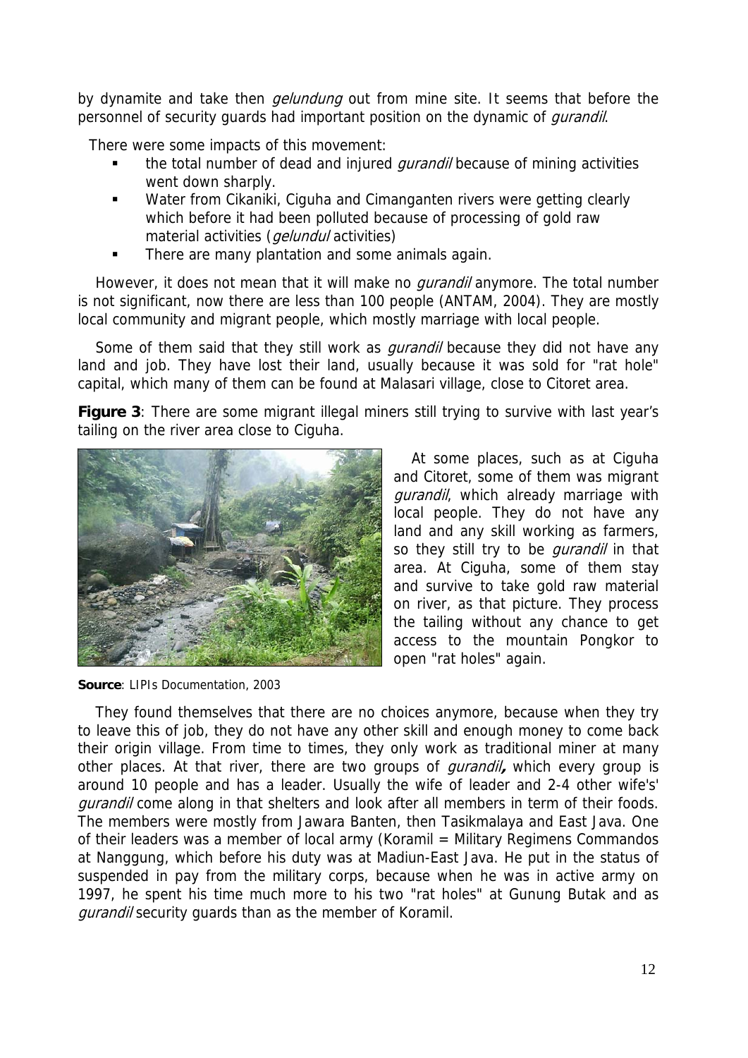by dynamite and take then *gelundung* out from mine site. It seems that before the personnel of security guards had important position on the dynamic of *gurandil*.

There were some impacts of this movement:

- the total number of dead and injured *gurandil* because of mining activities went down sharply.
- Water from Cikaniki, Ciguha and Cimanganten rivers were getting clearly which before it had been polluted because of processing of gold raw material activities (*gelundul* activities)
- There are many plantation and some animals again.

However, it does not mean that it will make no *gurandil* anymore. The total number is not significant, now there are less than 100 people (ANTAM, 2004). They are mostly local community and migrant people, which mostly marriage with local people.

Some of them said that they still work as *gurandil* because they did not have any land and job. They have lost their land, usually because it was sold for "rat hole" capital, which many of them can be found at Malasari village, close to Citoret area.

**Figure 3**: There are some migrant illegal miners still trying to survive with last year's tailing on the river area close to Ciguha.

**Source**: LIPIs Documentation, 2003

At some places, such as at Ciguha and Citoret, some of them was migrant *gurandil*, which already marriage with local people. They do not have any land and any skill working as farmers, so they still try to be *gurandil* in that area. At Ciguha, some of them stay and survive to take gold raw material on river, as that picture. They process the tailing without any chance to get access to the mountain Pongkor to open "rat holes" again.

They found themselves that there are no choices anymore, because when they try to leave this of job, they do not have any other skill and enough money to come back their origin village. From time to times, they only work as traditional miner at many other places. At that river, there are two groups of *gurandil***,** which every group is around 10 people and has a leader. Usually the wife of leader and 2-4 other wife's' *gurandil* come along in that shelters and look after all members in term of their foods. The members were mostly from Jawara Banten, then Tasikmalaya and East Java. One of their leaders was a member of local army (Koramil = Military Regimens Commandos at Nanggung, which before his duty was at Madiun-East Java. He put in the status of suspended in pay from the military corps, because when he was in active army on 1997, he spent his time much more to his two "rat holes" at Gunung Butak and as *gurandil* security guards than as the member of Koramil.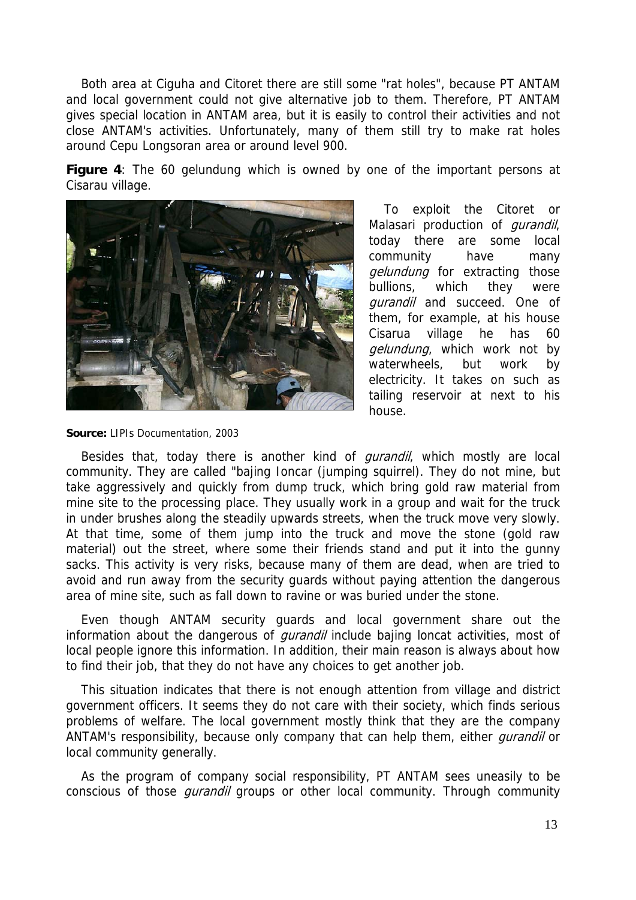Both area at Ciguha and Citoret there are still some "rat holes", because PT ANTAM and local government could not give alternative job to them. Therefore, PT ANTAM gives special location in ANTAM area, but it is easily to control their activities and not close ANTAM's activities. Unfortunately, many of them still try to make rat holes around Cepu Longsoran area or around level 900.

**Figure 4**: The 60 gelundung which is owned by one of the important persons at Cisarau village.

**Source:** LIPIs Documentation, 2003

To exploit the Citoret or Malasari production of *gurandil*, today there are some local community have many *gelundung* for extracting those bullions, which they were *gurandil* and succeed. One of them, for example, at his house Cisarua village he has 60 *gelundung*, which work not by waterwheels, but work by electricity. It takes on such as tailing reservoir at next to his house.

Besides that, today there is another kind of *gurandil*, which mostly are local community. They are called "bajing Ioncar (jumping squirrel). They do not mine, but take aggressively and quickly from dump truck, which bring gold raw material from mine site to the processing place. They usually work in a group and wait for the truck in under brushes along the steadily upwards streets, when the truck move very slowly. At that time, some of them jump into the truck and move the stone (gold raw material) out the street, where some their friends stand and put it into the gunny sacks. This activity is very risks, because many of them are dead, when are tried to avoid and run away from the security guards without paying attention the dangerous area of mine site, such as fall down to ravine or was buried under the stone.

Even though ANTAM security guards and local government share out the information about the dangerous of *gurandil* include bajing loncat activities, most of local people ignore this information. In addition, their main reason is always about how to find their job, that they do not have any choices to get another job.

This situation indicates that there is not enough attention from village and district government officers. It seems they do not care with their society, which finds serious problems of welfare. The local government mostly think that they are the company ANTAM's responsibility, because only company that can help them, either *gurandil* or local community generally.

As the program of company social responsibility, PT ANTAM sees uneasily to be conscious of those *gurandil* groups or other local community. Through community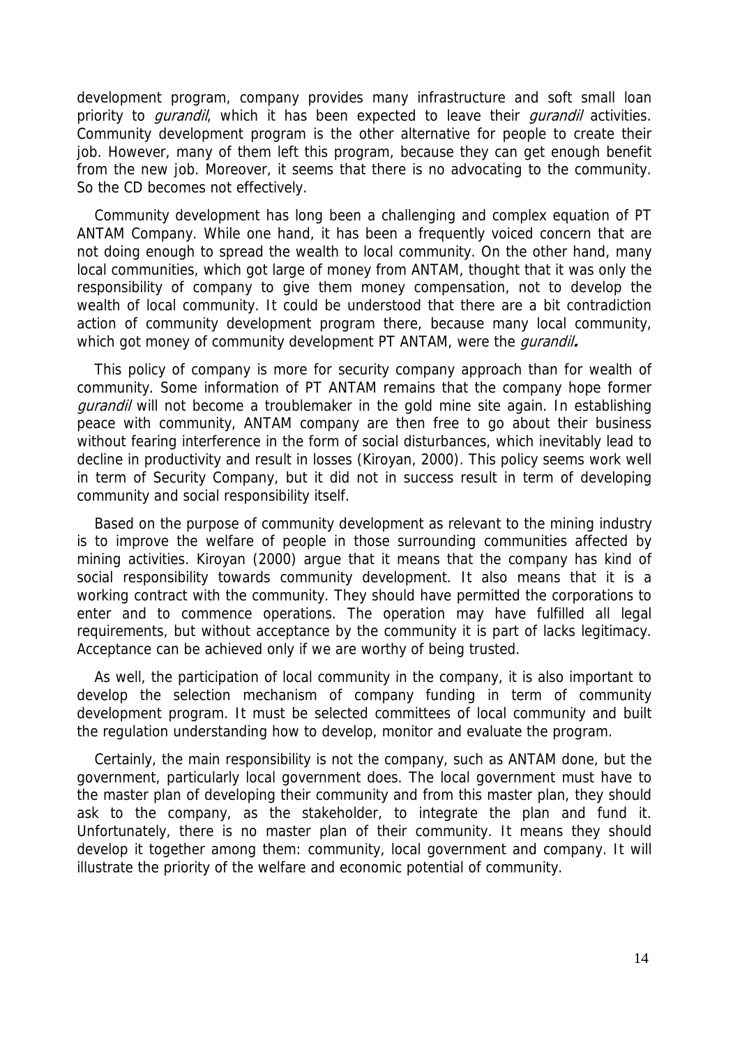development program, company provides many infrastructure and soft small loan priority to *gurandil*, which it has been expected to leave their *gurandil* activities. Community development program is the other alternative for people to create their job. However, many of them left this program, because they can get enough benefit from the new job. Moreover, it seems that there is no advocating to the community. So the CD becomes not effectively.

Community development has long been a challenging and complex equation of PT ANTAM Company. While one hand, it has been a frequently voiced concern that are not doing enough to spread the wealth to local community. On the other hand, many local communities, which got large of money from ANTAM, thought that it was only the responsibility of company to give them money compensation, not to develop the wealth of local community. It could be understood that there are a bit contradiction action of community development program there, because many local community, which got money of community development PT ANTAM, were the ***gurandil*.**

This policy of company is more for security company approach than for wealth of community. Some information of PT ANTAM remains that the company hope former *gurandil* will not become a troublemaker in the gold mine site again. In establishing peace with community, ANTAM company are then free to go about their business without fearing interference in the form of social disturbances, which inevitably lead to decline in productivity and result in losses (Kiroyan, 2000). This policy seems work well in term of Security Company, but it did not in success result in term of developing community and social responsibility itself.

Based on the purpose of community development as relevant to the mining industry is to improve the welfare of people in those surrounding communities affected by mining activities. Kiroyan (2000) argue that it means that the company has kind of social responsibility towards community development. It also means that it is a working contract with the community. They should have permitted the corporations to enter and to commence operations. The operation may have fulfilled all legal requirements, but without acceptance by the community it is part of lacks legitimacy. Acceptance can be achieved only if we are worthy of being trusted.

As well, the participation of local community in the company, it is also important to develop the selection mechanism of company funding in term of community development program. It must be selected committees of local community and built the regulation understanding how to develop, monitor and evaluate the program.

Certainly, the main responsibility is not the company, such as ANTAM done, but the government, particularly local government does. The local government must have to the master plan of developing their community and from this master plan, they should ask to the company, as the stakeholder, to integrate the plan and fund it. Unfortunately, there is no master plan of their community. It means they should develop it together among them: community, local government and company. It will illustrate the priority of the welfare and economic potential of community.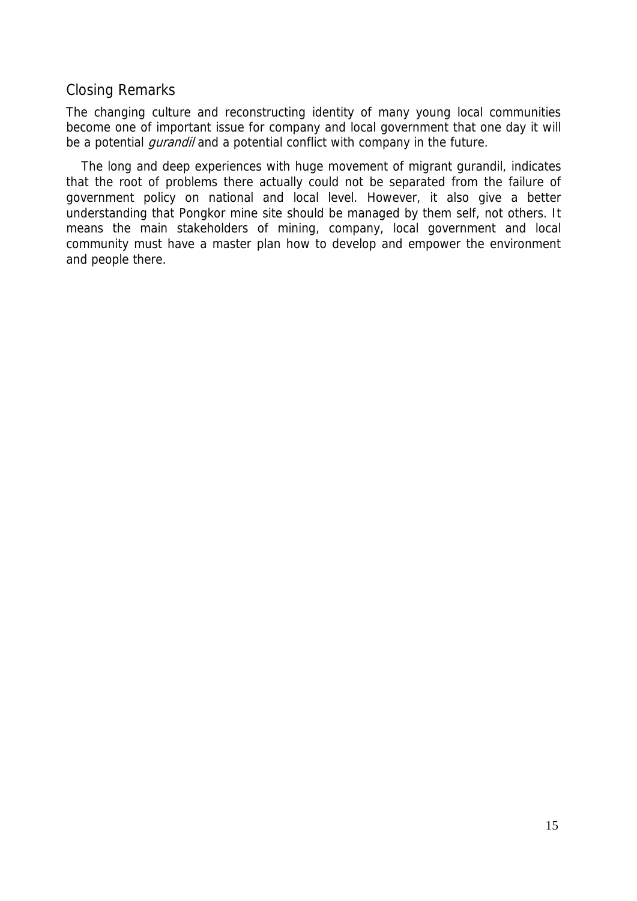## Closing Remarks

The changing culture and reconstructing identity of many young local communities become one of important issue for company and local government that one day it will be a potential *gurandil* and a potential conflict with company in the future.

The long and deep experiences with huge movement of migrant gurandil, indicates that the root of problems there actually could not be separated from the failure of government policy on national and local level. However, it also give a better understanding that Pongkor mine site should be managed by them self, not others. It means the main stakeholders of mining, company, local government and local community must have a master plan how to develop and empower the environment and people there.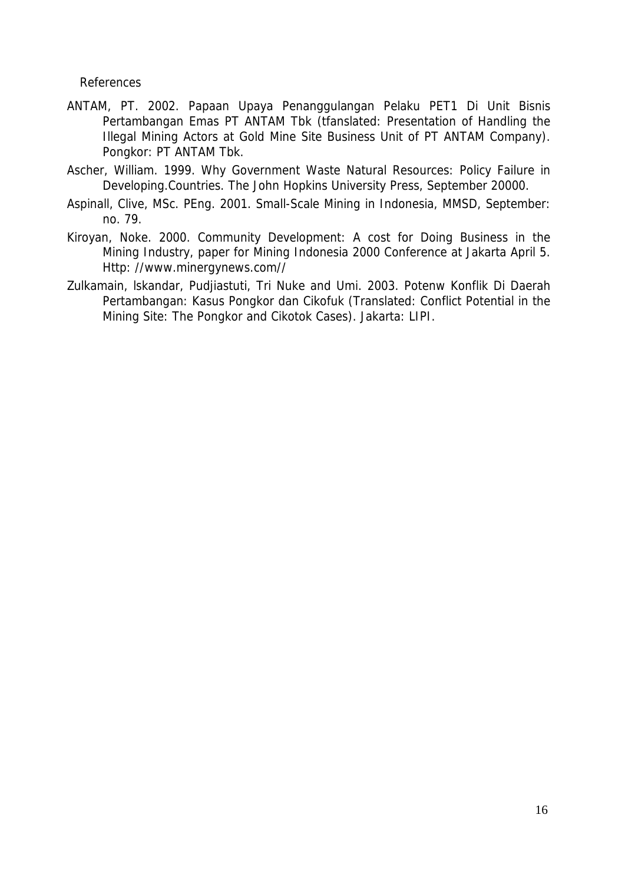References

ANTAM, PT. 2002. Papaan Upaya Penanggulangan Pelaku PET1 Di Unit Bisnis Pertambangan Emas PT ANTAM Tbk (tfanslated: Presentation of Handling the Illegal Mining Actors at Gold Mine Site Business Unit of PT ANTAM Company). Pongkor: PT ANTAM Tbk.

Ascher, William. 1999. Why Government Waste Natural Resources: Policy Failure in Developing.Countries. The John Hopkins University Press, September 20000.

Aspinall, Clive, MSc. PEng. 2001. Small-Scale Mining in Indonesia, MMSD, September: no. 79.

Kiroyan, Noke. 2000. Community Development: A cost for Doing Business in the Mining Industry, paper for Mining Indonesia 2000 Conference at Jakarta April 5. Http: //www.minergynews.com//

Zulkamain, lskandar, Pudjiastuti, Tri Nuke and Umi. 2003. Potenw Konflik Di Daerah Pertambangan: Kasus Pongkor dan Cikofuk (Translated: Conflict Potential in the Mining Site: The Pongkor and Cikotok Cases). Jakarta: LIPI.